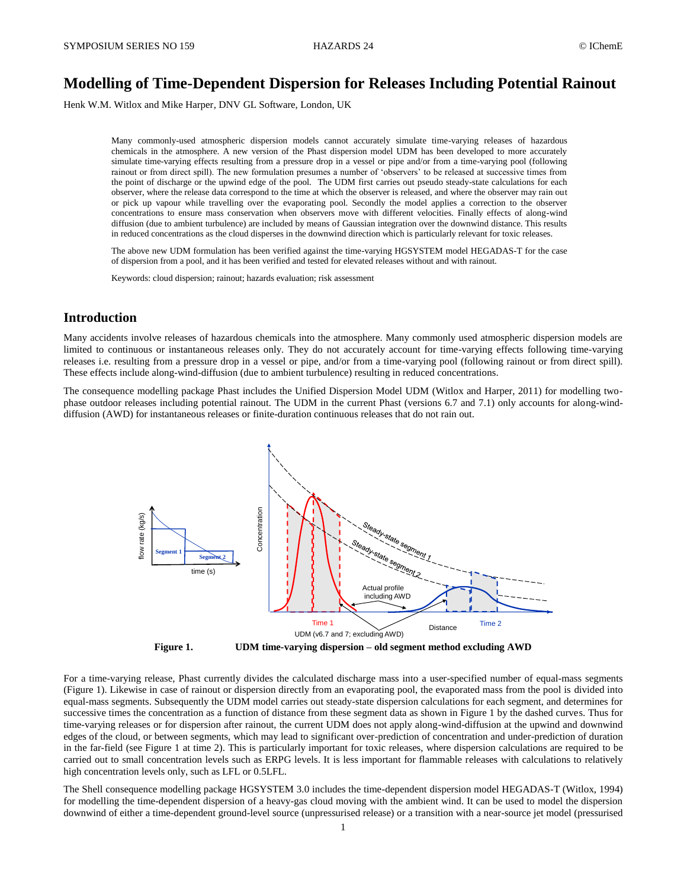# Modelling of Time-Dependent Dispersion for Releases Including Potential Rainout

Henk W.M. Witlox and Mike Harper, DNV GL Software, London, UK

Many commonly-used atmospheric dispersion models cannot accurately simulate time-varying releases of hazardous chemicals in the atmosphere. A new version of the Phast dispersion model UDM has been developed to more accurately simulate time-varying effects resulting from a pressure drop in a vessel or pipe and/or from a time-varying pool (following rainout or from direct spill). The new formulation presumes a number of 'observers' to be released at successive times from the point of discharge or the upwind edge of the pool. The UDM first carries out pseudo steady-state calculations for each observer, where the release data correspond to the time at which the observer is released, and where the observer may rain out or pick up vapour while travelling over the evaporating pool. Secondly the model applies a correction to the observer concentrations to ensure mass conservation when observers move with different velocities. Finally effects of along-wind diffusion (due to ambient turbulence) are included by means of Gaussian integration over the downwind distance. This results in reduced concentrations as the cloud disperses in the downwind direction which is particularly relevant for toxic releases.

The above new UDM formulation has been verified against the time-varying HGSYSTEM model HEGADAS-T for the case of dispersion from a pool, and it has been verified and tested for elevated releases without and with rainout.

Keywords: cloud dispersion; rainout; hazards evaluation; risk assessment

## Introduction

Many accidents involve releases of hazardous chemicals into the atmosphere. Many commonly used atmospheric dispersion models are limited to continuous or instantaneous releases only. They do not accurately account for time-varying effects following time-varying releases i.e. resulting from a pressure drop in a vessel or pipe, and/or from a time-varying pool (following rainout or from direct spill). These effects include along-wind-diffusion (due to ambient turbulence) resulting in reduced concentrations.

The consequence modelling package Phast includes the Unified Dispersion Model UDM (Witlox and Harper, 2011) for modelling two-phase outdoor releases including potential rainout. The UDM in the current Phast (versions 6.7 and 7.1) only accounts for along-wind-diffusion (AWD) for instantaneous releases or finite-duration continuous releases that do not rain out.

**Figure 1.** **UDM time-varying dispersion – old segment method excluding AWD**

For a time-varying release, Phast currently divides the calculated discharge mass into a user-specified number of equal-mass segments (Figure 1). Likewise in case of rainout or dispersion directly from an evaporating pool, the evaporated mass from the pool is divided into equal-mass segments. Subsequently the UDM model carries out steady-state dispersion calculations for each segment, and determines for successive times the concentration as a function of distance from these segment data as shown in Figure 1 by the dashed curves. Thus for time-varying releases or for dispersion after rainout, the current UDM does not apply along-wind-diffusion at the upwind and downwind edges of the cloud, or between segments, which may lead to significant over-prediction of concentration and under-prediction of duration in the far-field (see Figure 1 at time 2). This is particularly important for toxic releases, where dispersion calculations are required to be carried out to small concentration levels such as ERPG levels. It is less important for flammable releases with calculations to relatively high concentration levels only, such as LFL or 0.5LFL.

The Shell consequence modelling package HGSYSTEM 3.0 includes the time-dependent dispersion model HEGADAS-T (Witlox, 1994) for modelling the time-dependent dispersion of a heavy-gas cloud moving with the ambient wind. It can be used to model the dispersion downwind of either a time-dependent ground-level source (unpressurised release) or a transition with a near-source jet model (pressurised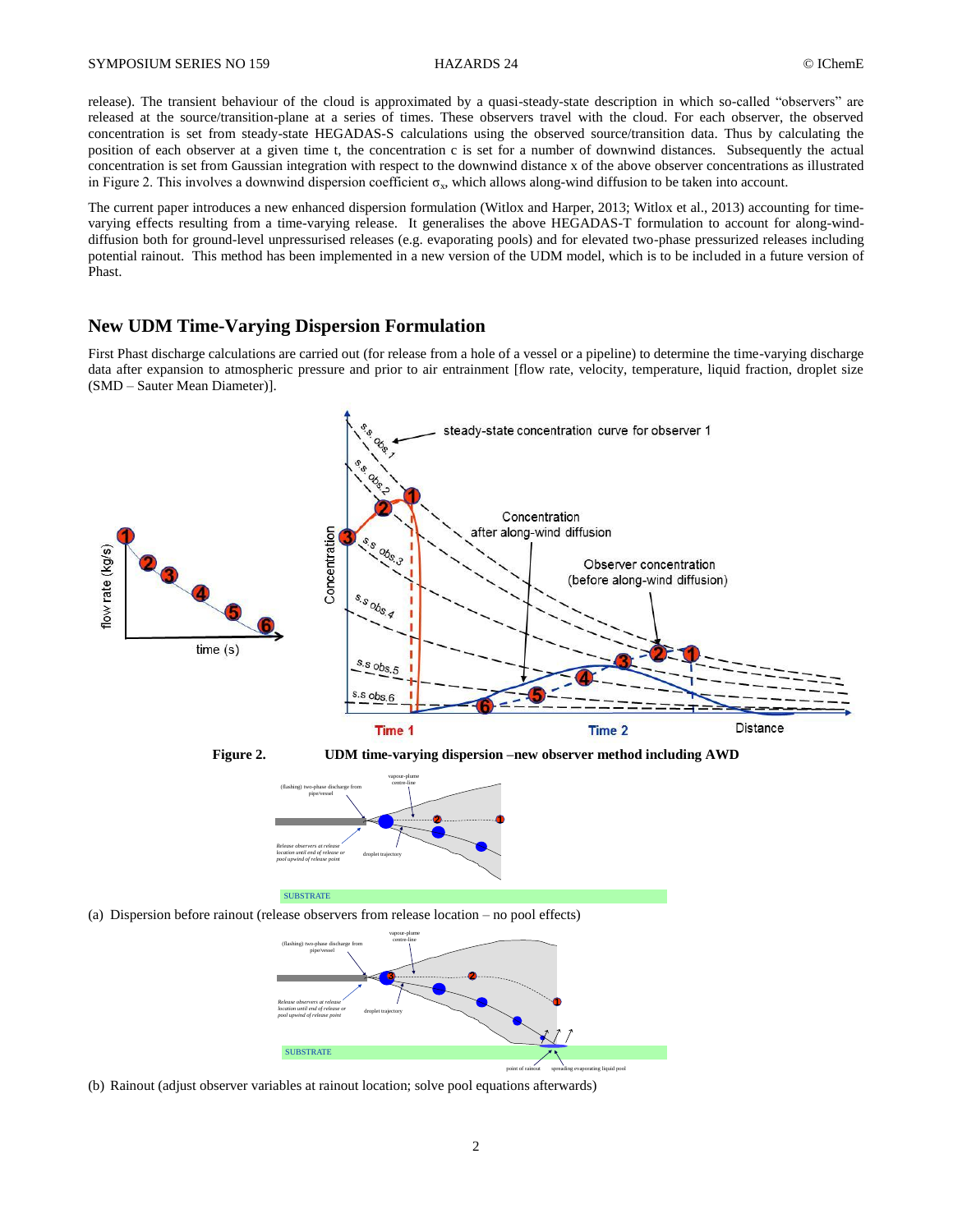release). The transient behaviour of the cloud is approximated by a quasi-steady-state description in which so-called "observers" are released at the source/transition-plane at a series of times. These observers travel with the cloud. For each observer, the observed concentration is set from steady-state HEGADAS-S calculations using the observed source/transition data. Thus by calculating the position of each observer at a given time t, the concentration c is set for a number of downwind distances. Subsequently the actual concentration is set from Gaussian integration with respect to the downwind distance x of the above observer concentrations as illustrated in Figure 2. This involves a downwind dispersion coefficient $\sigma_x$, which allows along-wind diffusion to be taken into account.

The current paper introduces a new enhanced dispersion formulation (Witlox and Harper, 2013; Witlox et al., 2013) accounting for time-varying effects resulting from a time-varying release. It generalises the above HEGADAS-T formulation to account for along-wind-diffusion both for ground-level unpressurised releases (e.g. evaporating pools) and for elevated two-phase pressurized releases including potential rainout. This method has been implemented in a new version of the UDM model, which is to be included in a future version of Phast.

## New UDM Time-Varying Dispersion Formulation

First Phast discharge calculations are carried out (for release from a hole of a vessel or a pipeline) to determine the time-varying discharge data after expansion to atmospheric pressure and prior to air entrainment [flow rate, velocity, temperature, liquid fraction, droplet size (SMD – Sauter Mean Diameter)].

**Figure 2.** **UDM time-varying dispersion –new observer method including AWD**

(a) Dispersion before rainout (release observers from release location – no pool effects)

(b) Rainout (adjust observer variables at rainout location; solve pool equations afterwards)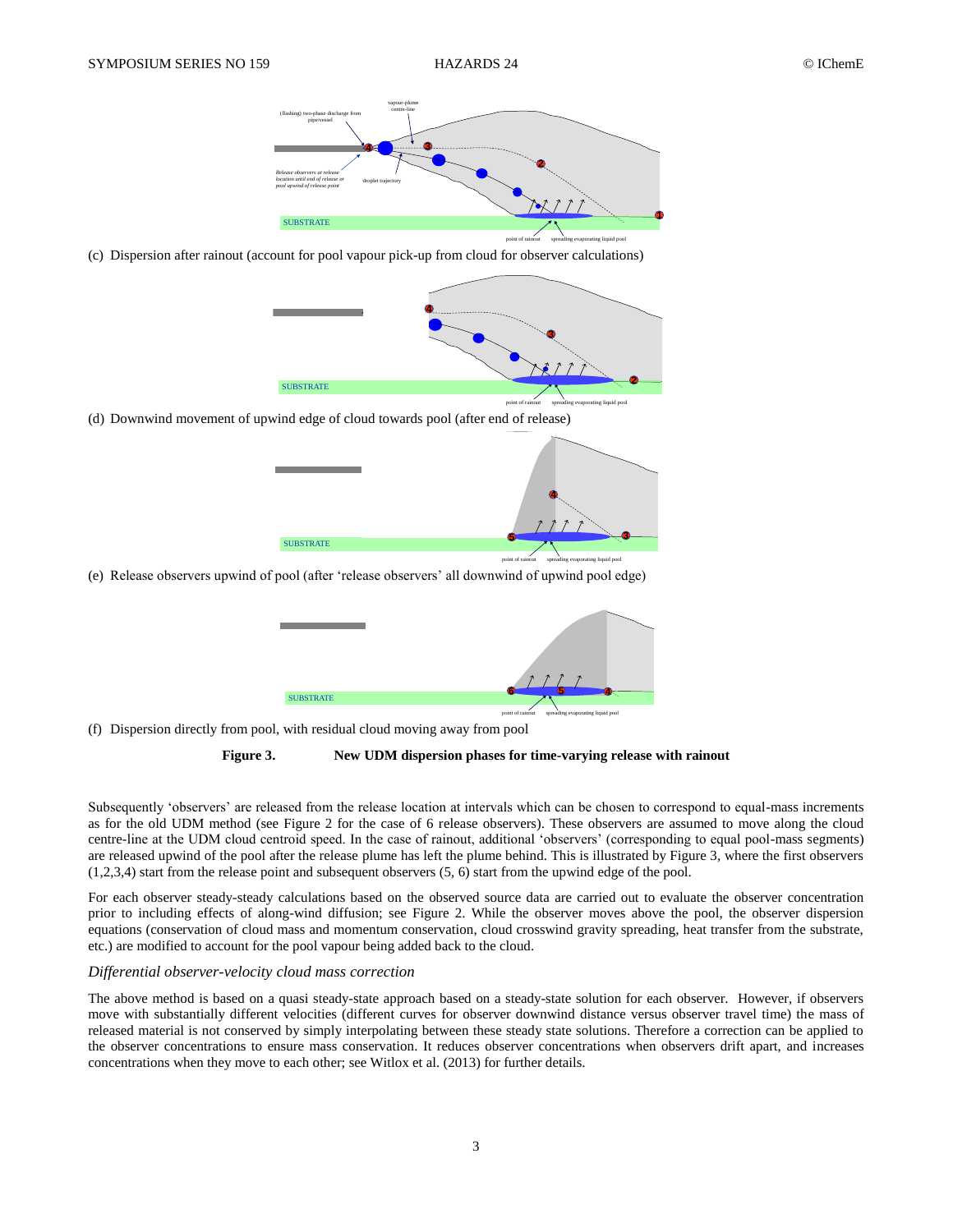(c) Dispersion after rainout (account for pool vapour pick-up from cloud for observer calculations)

(d) Downwind movement of upwind edge of cloud towards pool (after end of release)

(e) Release observers upwind of pool (after 'release observers' all downwind of upwind pool edge)

(f) Dispersion directly from pool, with residual cloud moving away from pool

**Figure 3. New UDM dispersion phases for time-varying release with rainout**

Subsequently 'observers' are released from the release location at intervals which can be chosen to correspond to equal-mass increments as for the old UDM method (see Figure 2 for the case of 6 release observers). These observers are assumed to move along the cloud centre-line at the UDM cloud centroid speed. In the case of rainout, additional 'observers' (corresponding to equal pool-mass segments) are released upwind of the pool after the release plume has left the plume behind. This is illustrated by Figure 3, where the first observers (1,2,3,4) start from the release point and subsequent observers (5, 6) start from the upwind edge of the pool.

For each observer steady-steady calculations based on the observed source data are carried out to evaluate the observer concentration prior to including effects of along-wind diffusion; see Figure 2. While the observer moves above the pool, the observer dispersion equations (conservation of cloud mass and momentum conservation, cloud crosswind gravity spreading, heat transfer from the substrate, etc.) are modified to account for the pool vapour being added back to the cloud.

### *Differential observer-velocity cloud mass correction*

The above method is based on a quasi steady-state approach based on a steady-state solution for each observer. However, if observers move with substantially different velocities (different curves for observer downwind distance versus observer travel time) the mass of released material is not conserved by simply interpolating between these steady state solutions. Therefore a correction can be applied to the observer concentrations to ensure mass conservation. It reduces observer concentrations when observers drift apart, and increases concentrations when they move to each other; see Witlox et al. (2013) for further details.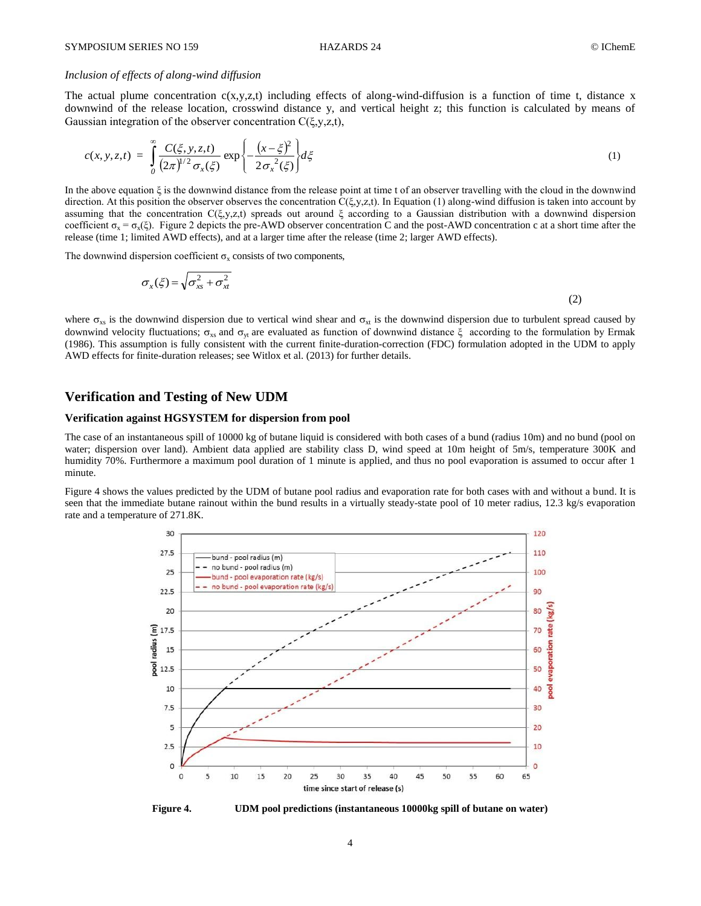*Inclusion of effects of along-wind diffusion*

The actual plume concentration c(x,y,z,t) including effects of along-wind-diffusion is a function of time t, distance x downwind of the release location, crosswind distance y, and vertical height z; this function is calculated by means of Gaussian integration of the observer concentration C(ξ,y,z,t),

$$c(x,y,z,t) = \int_0^\infty \frac{C(\xi,y,z,t)}{(2\pi)^{1/2}\sigma_x(\xi)} \exp\left\{-\frac{(x-\xi)^2}{2\sigma_x^{\,2}(\xi)}\right\} d\xi \tag{1}$$

In the above equation ξ is the downwind distance from the release point at time t of an observer travelling with the cloud in the downwind direction. At this position the observer observes the concentration C(ξ,y,z,t). In Equation (1) along-wind diffusion is taken into account by assuming that the concentration C(ξ,y,z,t) spreads out around ξ according to a Gaussian distribution with a downwind dispersion coefficient $\sigma_x = \sigma_x(\xi)$. Figure 2 depicts the pre-AWD observer concentration C and the post-AWD concentration c at a short time after the release (time 1; limited AWD effects), and at a larger time after the release (time 2; larger AWD effects).

The downwind dispersion coefficient $\sigma_x$ consists of two components,

$$\sigma_x(\xi) = \sqrt{\sigma_{xs}^2 + \sigma_{xt}^2} \tag{2}$$

where $\sigma_{xs}$ is the downwind dispersion due to vertical wind shear and $\sigma_{xt}$ is the downwind dispersion due to turbulent spread caused by downwind velocity fluctuations; $\sigma_{xs}$ and $\sigma_{yt}$ are evaluated as function of downwind distance ξ according to the formulation by Ermak (1986). This assumption is fully consistent with the current finite-duration-correction (FDC) formulation adopted in the UDM to apply AWD effects for finite-duration releases; see Witlox et al. (2013) for further details.

## Verification and Testing of New UDM

### Verification against HGSYSTEM for dispersion from pool

The case of an instantaneous spill of 10000 kg of butane liquid is considered with both cases of a bund (radius 10m) and no bund (pool on water; dispersion over land). Ambient data applied are stability class D, wind speed at 10m height of 5m/s, temperature 300K and humidity 70%. Furthermore a maximum pool duration of 1 minute is applied, and thus no pool evaporation is assumed to occur after 1 minute.

Figure 4 shows the values predicted by the UDM of butane pool radius and evaporation rate for both cases with and without a bund. It is seen that the immediate butane rainout within the bund results in a virtually steady-state pool of 10 meter radius, 12.3 kg/s evaporation rate and a temperature of 271.8K.

**Figure 4.** **UDM pool predictions (instantaneous 10000kg spill of butane on water)**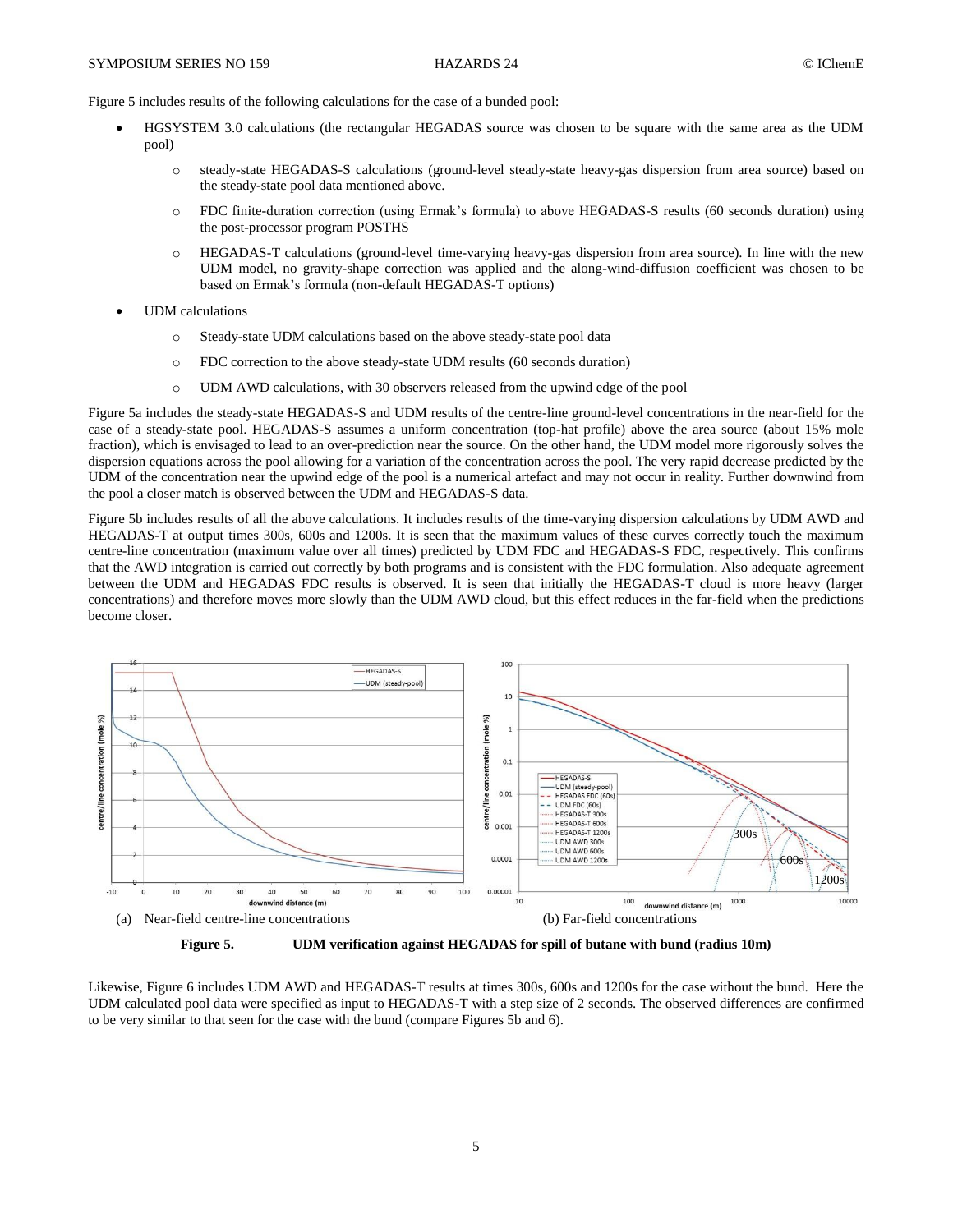Figure 5 includes results of the following calculations for the case of a bunded pool:

- HGSYSTEM 3.0 calculations (the rectangular HEGADAS source was chosen to be square with the same area as the UDM pool)
  - steady-state HEGADAS-S calculations (ground-level steady-state heavy-gas dispersion from area source) based on the steady-state pool data mentioned above.
  - FDC finite-duration correction (using Ermak's formula) to above HEGADAS-S results (60 seconds duration) using the post-processor program POSTHS
  - HEGADAS-T calculations (ground-level time-varying heavy-gas dispersion from area source). In line with the new UDM model, no gravity-shape correction was applied and the along-wind-diffusion coefficient was chosen to be based on Ermak's formula (non-default HEGADAS-T options)
- UDM calculations
  - Steady-state UDM calculations based on the above steady-state pool data
  - FDC correction to the above steady-state UDM results (60 seconds duration)
  - UDM AWD calculations, with 30 observers released from the upwind edge of the pool

Figure 5a includes the steady-state HEGADAS-S and UDM results of the centre-line ground-level concentrations in the near-field for the case of a steady-state pool. HEGADAS-S assumes a uniform concentration (top-hat profile) above the area source (about 15% mole fraction), which is envisaged to lead to an over-prediction near the source. On the other hand, the UDM model more rigorously solves the dispersion equations across the pool allowing for a variation of the concentration across the pool. The very rapid decrease predicted by the UDM of the concentration near the upwind edge of the pool is a numerical artefact and may not occur in reality. Further downwind from the pool a closer match is observed between the UDM and HEGADAS-S data.

Figure 5b includes results of all the above calculations. It includes results of the time-varying dispersion calculations by UDM AWD and HEGADAS-T at output times 300s, 600s and 1200s. It is seen that the maximum values of these curves correctly touch the maximum centre-line concentration (maximum value over all times) predicted by UDM FDC and HEGADAS-S FDC, respectively. This confirms that the AWD integration is carried out correctly by both programs and is consistent with the FDC formulation. Also adequate agreement between the UDM and HEGADAS FDC results is observed. It is seen that initially the HEGADAS-T cloud is more heavy (larger concentrations) and therefore moves more slowly than the UDM AWD cloud, but this effect reduces in the far-field when the predictions become closer.

(a) Near-field centre-line concentrations

(b) Far-field concentrations

**Figure 5. UDM verification against HEGADAS for spill of butane with bund (radius 10m)**

Likewise, Figure 6 includes UDM AWD and HEGADAS-T results at times 300s, 600s and 1200s for the case without the bund. Here the UDM calculated pool data were specified as input to HEGADAS-T with a step size of 2 seconds. The observed differences are confirmed to be very similar to that seen for the case with the bund (compare Figures 5b and 6).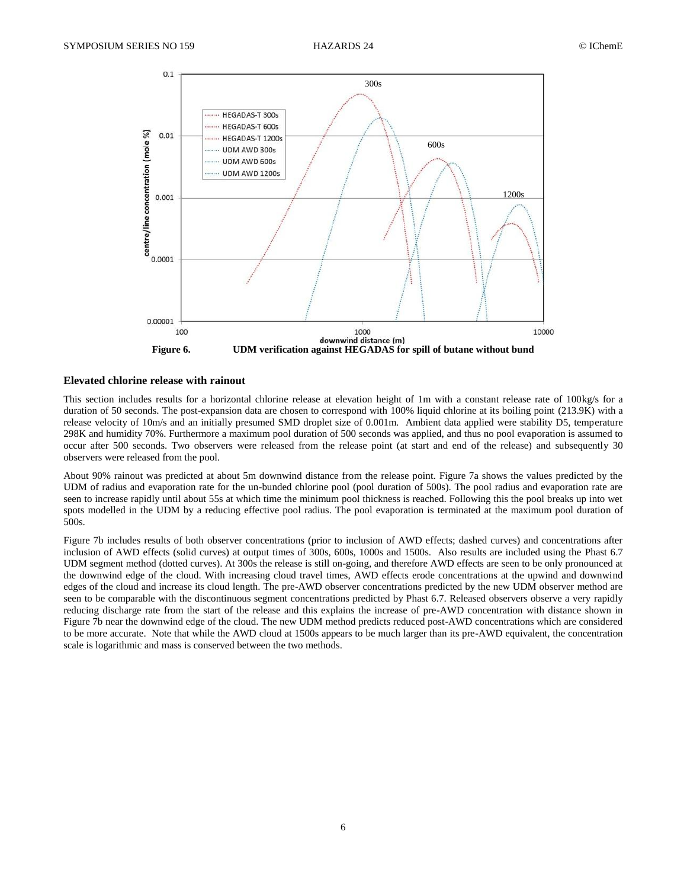**Figure 6. UDM verification against HEGADAS for spill of butane without bund**

### Elevated chlorine release with rainout

This section includes results for a horizontal chlorine release at elevation height of 1m with a constant release rate of 100kg/s for a duration of 50 seconds. The post-expansion data are chosen to correspond with 100% liquid chlorine at its boiling point (213.9K) with a release velocity of 10m/s and an initially presumed SMD droplet size of 0.001m. Ambient data applied were stability D5, temperature 298K and humidity 70%. Furthermore a maximum pool duration of 500 seconds was applied, and thus no pool evaporation is assumed to occur after 500 seconds. Two observers were released from the release point (at start and end of the release) and subsequently 30 observers were released from the pool.

About 90% rainout was predicted at about 5m downwind distance from the release point. Figure 7a shows the values predicted by the UDM of radius and evaporation rate for the un-bunded chlorine pool (pool duration of 500s). The pool radius and evaporation rate are seen to increase rapidly until about 55s at which time the minimum pool thickness is reached. Following this the pool breaks up into wet spots modelled in the UDM by a reducing effective pool radius. The pool evaporation is terminated at the maximum pool duration of 500s.

Figure 7b includes results of both observer concentrations (prior to inclusion of AWD effects; dashed curves) and concentrations after inclusion of AWD effects (solid curves) at output times of 300s, 600s, 1000s and 1500s. Also results are included using the Phast 6.7 UDM segment method (dotted curves). At 300s the release is still on-going, and therefore AWD effects are seen to be only pronounced at the downwind edge of the cloud. With increasing cloud travel times, AWD effects erode concentrations at the upwind and downwind edges of the cloud and increase its cloud length. The pre-AWD observer concentrations predicted by the new UDM observer method are seen to be comparable with the discontinuous segment concentrations predicted by Phast 6.7. Released observers observe a very rapidly reducing discharge rate from the start of the release and this explains the increase of pre-AWD concentration with distance shown in Figure 7b near the downwind edge of the cloud. The new UDM method predicts reduced post-AWD concentrations which are considered to be more accurate. Note that while the AWD cloud at 1500s appears to be much larger than its pre-AWD equivalent, the concentration scale is logarithmic and mass is conserved between the two methods.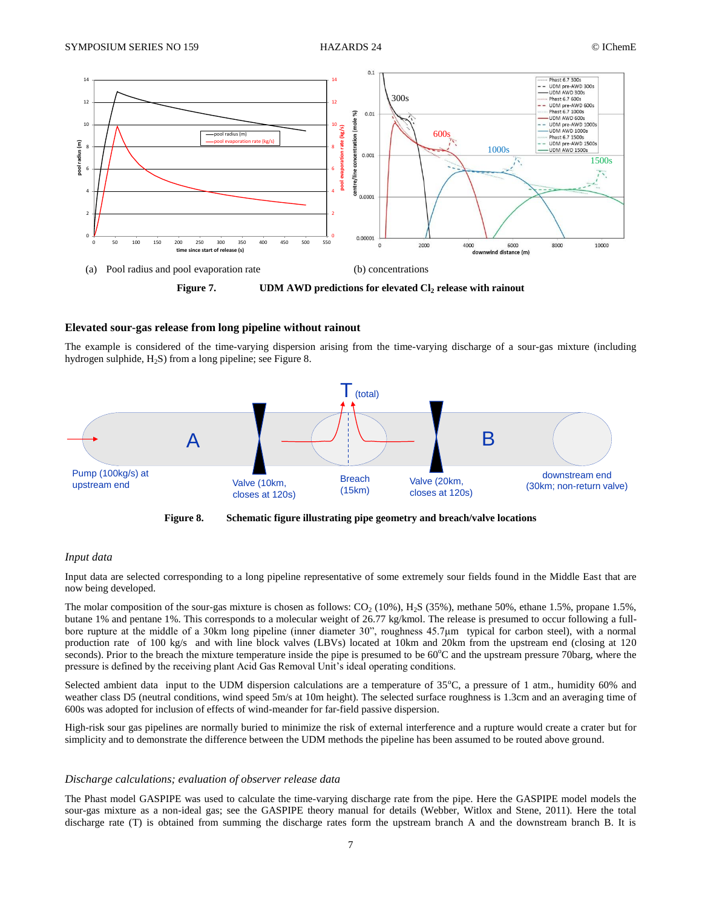(a) Pool radius and pool evaporation rate

(b) concentrations

**Figure 7. UDM AWD predictions for elevated $Cl_2$ release with rainout**

### Elevated sour-gas release from long pipeline without rainout

The example is considered of the time-varying dispersion arising from the time-varying discharge of a sour-gas mixture (including hydrogen sulphide, $H_2S$) from a long pipeline; see Figure 8.

**Figure 8. Schematic figure illustrating pipe geometry and breach/valve locations**

#### *Input data*

Input data are selected corresponding to a long pipeline representative of some extremely sour fields found in the Middle East that are now being developed.

The molar composition of the sour-gas mixture is chosen as follows: $CO_2$ (10%), $H_2S$ (35%), methane 50%, ethane 1.5%, propane 1.5%, butane 1% and pentane 1%. This corresponds to a molecular weight of 26.77 kg/kmol. The release is presumed to occur following a full-bore rupture at the middle of a 30km long pipeline (inner diameter 30", roughness 45.7μm typical for carbon steel), with a normal production rate of 100 kg/s and with line block valves (LBVs) located at 10km and 20km from the upstream end (closing at 120 seconds). Prior to the breach the mixture temperature inside the pipe is presumed to be 60°C and the upstream pressure 70barg, where the pressure is defined by the receiving plant Acid Gas Removal Unit's ideal operating conditions.

Selected ambient data input to the UDM dispersion calculations are a temperature of 35°C, a pressure of 1 atm., humidity 60% and weather class D5 (neutral conditions, wind speed 5m/s at 10m height). The selected surface roughness is 1.3cm and an averaging time of 600s was adopted for inclusion of effects of wind-meander for far-field passive dispersion.

High-risk sour gas pipelines are normally buried to minimize the risk of external interference and a rupture would create a crater but for simplicity and to demonstrate the difference between the UDM methods the pipeline has been assumed to be routed above ground.

#### *Discharge calculations; evaluation of observer release data*

The Phast model GASPIPE was used to calculate the time-varying discharge rate from the pipe. Here the GASPIPE model models the sour-gas mixture as a non-ideal gas; see the GASPIPE theory manual for details (Webber, Witlox and Stene, 2011). Here the total discharge rate (T) is obtained from summing the discharge rates form the upstream branch A and the downstream branch B. It is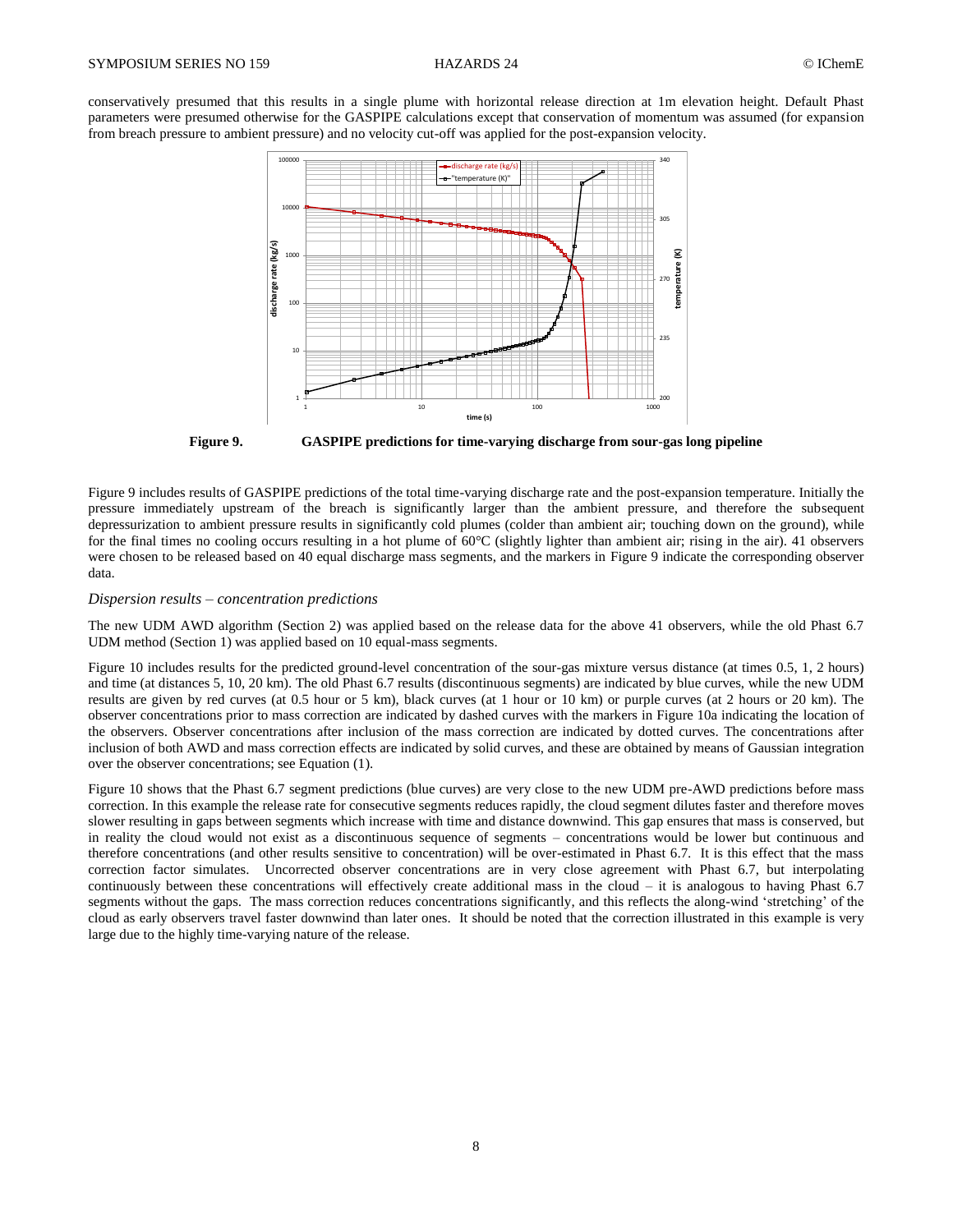conservatively presumed that this results in a single plume with horizontal release direction at 1m elevation height. Default Phast parameters were presumed otherwise for the GASPIPE calculations except that conservation of momentum was assumed (for expansion from breach pressure to ambient pressure) and no velocity cut-off was applied for the post-expansion velocity.

**Figure 9. GASPIPE predictions for time-varying discharge from sour-gas long pipeline**

Figure 9 includes results of GASPIPE predictions of the total time-varying discharge rate and the post-expansion temperature. Initially the pressure immediately upstream of the breach is significantly larger than the ambient pressure, and therefore the subsequent depressurization to ambient pressure results in significantly cold plumes (colder than ambient air; touching down on the ground), while for the final times no cooling occurs resulting in a hot plume of 60°C (slightly lighter than ambient air; rising in the air). 41 observers were chosen to be released based on 40 equal discharge mass segments, and the markers in Figure 9 indicate the corresponding observer data.

### *Dispersion results – concentration predictions*

The new UDM AWD algorithm (Section 2) was applied based on the release data for the above 41 observers, while the old Phast 6.7 UDM method (Section 1) was applied based on 10 equal-mass segments.

Figure 10 includes results for the predicted ground-level concentration of the sour-gas mixture versus distance (at times 0.5, 1, 2 hours) and time (at distances 5, 10, 20 km). The old Phast 6.7 results (discontinuous segments) are indicated by blue curves, while the new UDM results are given by red curves (at 0.5 hour or 5 km), black curves (at 1 hour or 10 km) or purple curves (at 2 hours or 20 km). The observer concentrations prior to mass correction are indicated by dashed curves with the markers in Figure 10a indicating the location of the observers. Observer concentrations after inclusion of the mass correction are indicated by dotted curves. The concentrations after inclusion of both AWD and mass correction effects are indicated by solid curves, and these are obtained by means of Gaussian integration over the observer concentrations; see Equation (1).

Figure 10 shows that the Phast 6.7 segment predictions (blue curves) are very close to the new UDM pre-AWD predictions before mass correction. In this example the release rate for consecutive segments reduces rapidly, the cloud segment dilutes faster and therefore moves slower resulting in gaps between segments which increase with time and distance downwind. This gap ensures that mass is conserved, but in reality the cloud would not exist as a discontinuous sequence of segments – concentrations would be lower but continuous and therefore concentrations (and other results sensitive to concentration) will be over-estimated in Phast 6.7. It is this effect that the mass correction factor simulates. Uncorrected observer concentrations are in very close agreement with Phast 6.7, but interpolating continuously between these concentrations will effectively create additional mass in the cloud – it is analogous to having Phast 6.7 segments without the gaps. The mass correction reduces concentrations significantly, and this reflects the along-wind 'stretching' of the cloud as early observers travel faster downwind than later ones. It should be noted that the correction illustrated in this example is very large due to the highly time-varying nature of the release.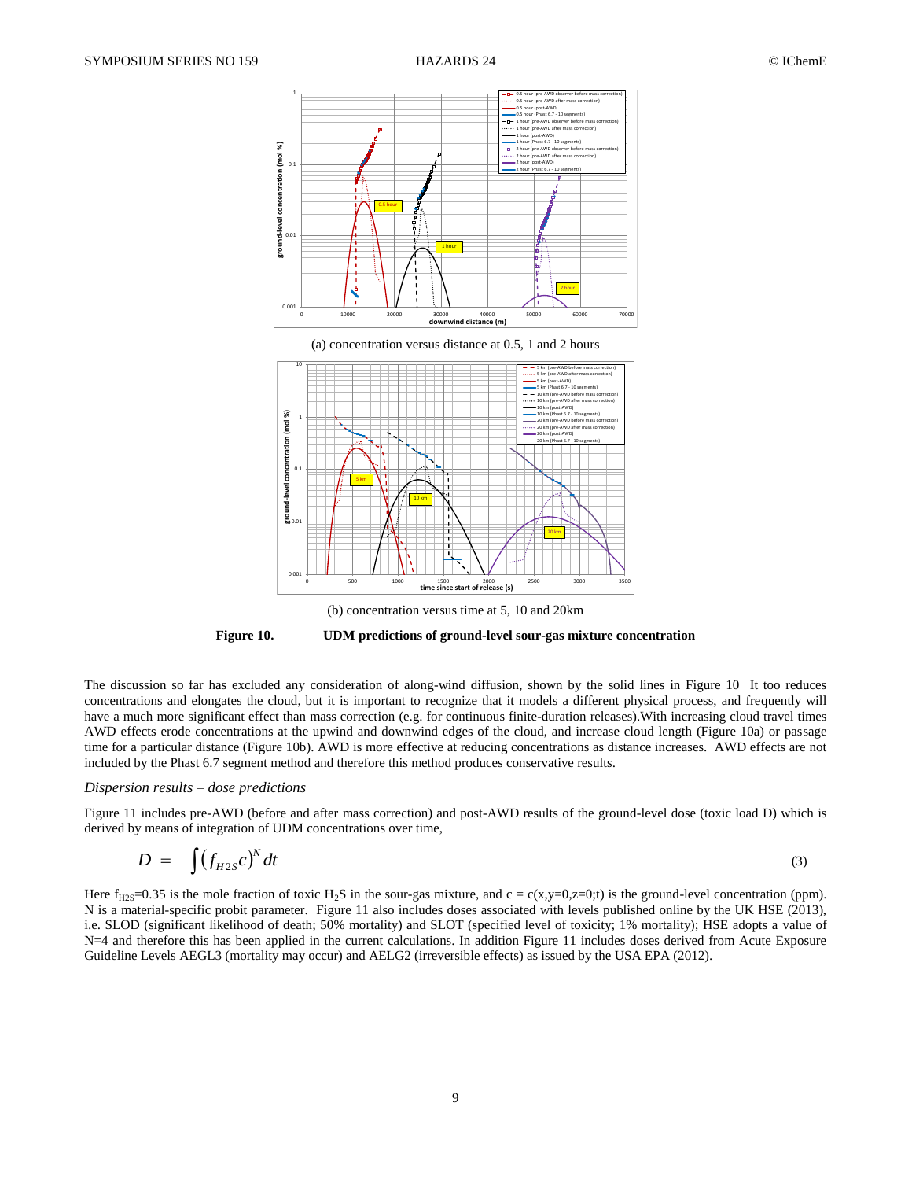(a) concentration versus distance at 0.5, 1 and 2 hours

(b) concentration versus time at 5, 10 and 20km

**Figure 10. UDM predictions of ground-level sour-gas mixture concentration**

The discussion so far has excluded any consideration of along-wind diffusion, shown by the solid lines in Figure 10 It too reduces concentrations and elongates the cloud, but it is important to recognize that it models a different physical process, and frequently will have a much more significant effect than mass correction (e.g. for continuous finite-duration releases).With increasing cloud travel times AWD effects erode concentrations at the upwind and downwind edges of the cloud, and increase cloud length (Figure 10a) or passage time for a particular distance (Figure 10b). AWD is more effective at reducing concentrations as distance increases. AWD effects are not included by the Phast 6.7 segment method and therefore this method produces conservative results.

*Dispersion results – dose predictions*

Figure 11 includes pre-AWD (before and after mass correction) and post-AWD results of the ground-level dose (toxic load D) which is derived by means of integration of UDM concentrations over time,

$$D = \int \left(f_{H2S} c\right)^N dt \tag{3}$$

Here $f_{H2S}$=0.35 is the mole fraction of toxic $H_2S$ in the sour-gas mixture, and $c = c(x,y=0,z=0;t)$ is the ground-level concentration (ppm). N is a material-specific probit parameter. Figure 11 also includes doses associated with levels published online by the UK HSE (2013), i.e. SLOD (significant likelihood of death; 50% mortality) and SLOT (specified level of toxicity; 1% mortality); HSE adopts a value of N=4 and therefore this has been applied in the current calculations. In addition Figure 11 includes doses derived from Acute Exposure Guideline Levels AEGL3 (mortality may occur) and AELG2 (irreversible effects) as issued by the USA EPA (2012).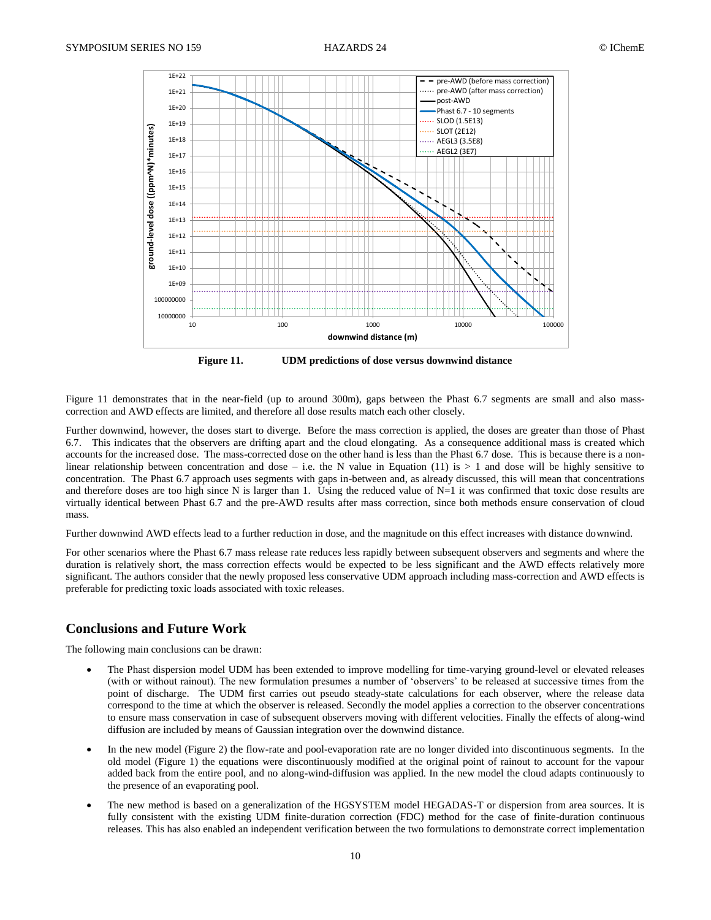**Figure 11. UDM predictions of dose versus downwind distance**

Figure 11 demonstrates that in the near-field (up to around 300m), gaps between the Phast 6.7 segments are small and also mass-correction and AWD effects are limited, and therefore all dose results match each other closely.

Further downwind, however, the doses start to diverge. Before the mass correction is applied, the doses are greater than those of Phast 6.7. This indicates that the observers are drifting apart and the cloud elongating. As a consequence additional mass is created which accounts for the increased dose. The mass-corrected dose on the other hand is less than the Phast 6.7 dose. This is because there is a non-linear relationship between concentration and dose – i.e. the N value in Equation (11) is > 1 and dose will be highly sensitive to concentration. The Phast 6.7 approach uses segments with gaps in-between and, as already discussed, this will mean that concentrations and therefore doses are too high since N is larger than 1. Using the reduced value of N=1 it was confirmed that toxic dose results are virtually identical between Phast 6.7 and the pre-AWD results after mass correction, since both methods ensure conservation of cloud mass.

Further downwind AWD effects lead to a further reduction in dose, and the magnitude on this effect increases with distance downwind.

For other scenarios where the Phast 6.7 mass release rate reduces less rapidly between subsequent observers and segments and where the duration is relatively short, the mass correction effects would be expected to be less significant and the AWD effects relatively more significant. The authors consider that the newly proposed less conservative UDM approach including mass-correction and AWD effects is preferable for predicting toxic loads associated with toxic releases.

## Conclusions and Future Work

The following main conclusions can be drawn:

- The Phast dispersion model UDM has been extended to improve modelling for time-varying ground-level or elevated releases (with or without rainout). The new formulation presumes a number of 'observers' to be released at successive times from the point of discharge. The UDM first carries out pseudo steady-state calculations for each observer, where the release data correspond to the time at which the observer is released. Secondly the model applies a correction to the observer concentrations to ensure mass conservation in case of subsequent observers moving with different velocities. Finally the effects of along-wind diffusion are included by means of Gaussian integration over the downwind distance.
- In the new model (Figure 2) the flow-rate and pool-evaporation rate are no longer divided into discontinuous segments. In the old model (Figure 1) the equations were discontinuously modified at the original point of rainout to account for the vapour added back from the entire pool, and no along-wind-diffusion was applied. In the new model the cloud adapts continuously to the presence of an evaporating pool.
- The new method is based on a generalization of the HGSYSTEM model HEGADAS-T or dispersion from area sources. It is fully consistent with the existing UDM finite-duration correction (FDC) method for the case of finite-duration continuous releases. This has also enabled an independent verification between the two formulations to demonstrate correct implementation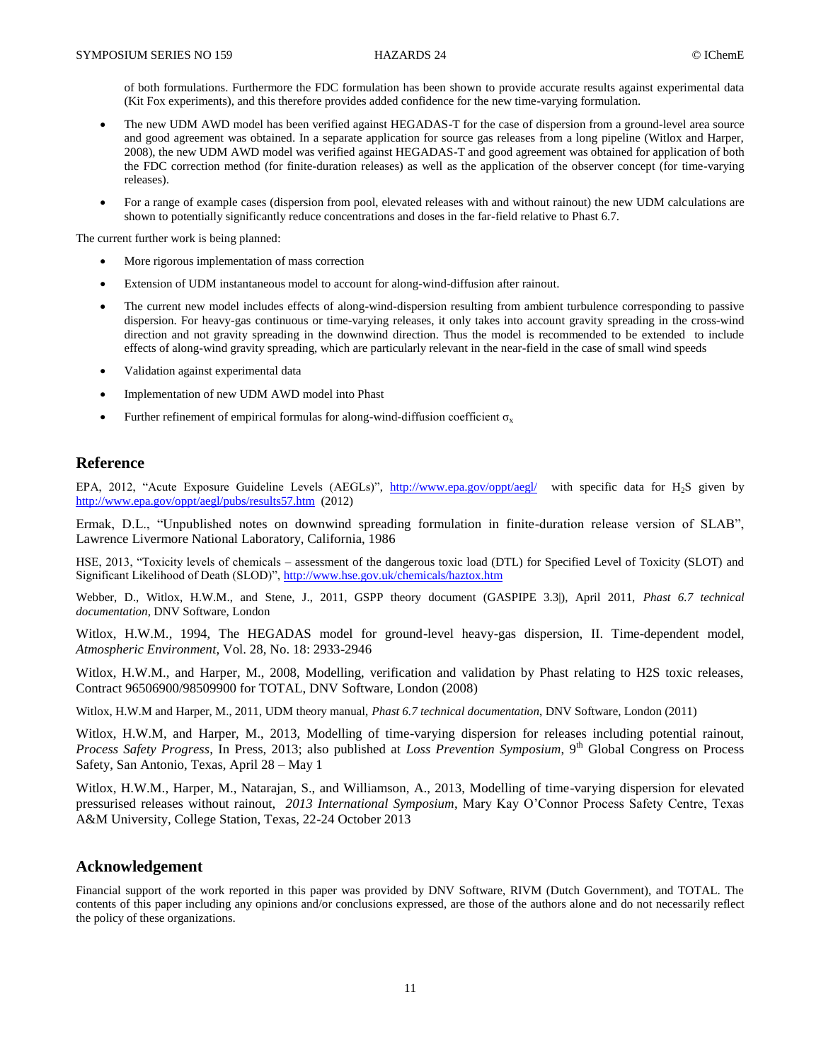of both formulations. Furthermore the FDC formulation has been shown to provide accurate results against experimental data (Kit Fox experiments), and this therefore provides added confidence for the new time-varying formulation.

- The new UDM AWD model has been verified against HEGADAS-T for the case of dispersion from a ground-level area source and good agreement was obtained. In a separate application for source gas releases from a long pipeline (Witlox and Harper, 2008), the new UDM AWD model was verified against HEGADAS-T and good agreement was obtained for application of both the FDC correction method (for finite-duration releases) as well as the application of the observer concept (for time-varying releases).
- For a range of example cases (dispersion from pool, elevated releases with and without rainout) the new UDM calculations are shown to potentially significantly reduce concentrations and doses in the far-field relative to Phast 6.7.

The current further work is being planned:

- More rigorous implementation of mass correction
- Extension of UDM instantaneous model to account for along-wind-diffusion after rainout.
- The current new model includes effects of along-wind-dispersion resulting from ambient turbulence corresponding to passive dispersion. For heavy-gas continuous or time-varying releases, it only takes into account gravity spreading in the cross-wind direction and not gravity spreading in the downwind direction. Thus the model is recommended to be extended to include effects of along-wind gravity spreading, which are particularly relevant in the near-field in the case of small wind speeds
- Validation against experimental data
- Implementation of new UDM AWD model into Phast
- Further refinement of empirical formulas for along-wind-diffusion coefficient $\sigma_x$

## Reference

EPA, 2012, "Acute Exposure Guideline Levels (AEGLs)", http://www.epa.gov/oppt/aegl/ with specific data for $H_2S$ given by http://www.epa.gov/oppt/aegl/pubs/results57.htm (2012)

Ermak, D.L., "Unpublished notes on downwind spreading formulation in finite-duration release version of SLAB", Lawrence Livermore National Laboratory, California, 1986

HSE, 2013, "Toxicity levels of chemicals – assessment of the dangerous toxic load (DTL) for Specified Level of Toxicity (SLOT) and Significant Likelihood of Death (SLOD)", http://www.hse.gov.uk/chemicals/haztox.htm

Webber, D., Witlox, H.W.M., and Stene, J., 2011, GSPP theory document (GASPIPE 3.3|), April 2011, *Phast 6.7 technical documentation*, DNV Software, London

Witlox, H.W.M., 1994, The HEGADAS model for ground-level heavy-gas dispersion, II. Time-dependent model, *Atmospheric Environment*, Vol. 28, No. 18: 2933-2946

Witlox, H.W.M., and Harper, M., 2008, Modelling, verification and validation by Phast relating to H2S toxic releases, Contract 96506900/98509900 for TOTAL, DNV Software, London (2008)

Witlox, H.W.M and Harper, M., 2011, UDM theory manual, *Phast 6.7 technical documentation*, DNV Software, London (2011)

Witlox, H.W.M, and Harper, M., 2013, Modelling of time-varying dispersion for releases including potential rainout, *Process Safety Progress*, In Press, 2013; also published at *Loss Prevention Symposium*, 9th Global Congress on Process Safety, San Antonio, Texas, April 28 – May 1

Witlox, H.W.M., Harper, M., Natarajan, S., and Williamson, A., 2013, Modelling of time-varying dispersion for elevated pressurised releases without rainout, *2013 International Symposium*, Mary Kay O'Connor Process Safety Centre, Texas A&M University, College Station, Texas, 22-24 October 2013

## Acknowledgement

Financial support of the work reported in this paper was provided by DNV Software, RIVM (Dutch Government), and TOTAL. The contents of this paper including any opinions and/or conclusions expressed, are those of the authors alone and do not necessarily reflect the policy of these organizations.